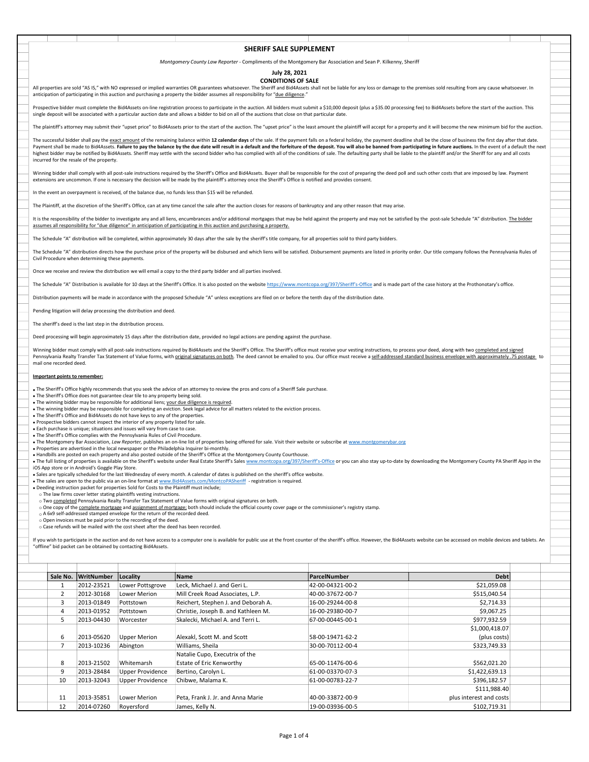# SHERIFF SALE SUPPLEMENT

*Montgomery County Law Reporter* - Compliments of the Montgomery Bar Association and Sean P. Kilkenny, Sheriff

**July 28, 2021**

**CONDITIONS OF SALE**

All properties are sold "AS IS," with NO expressed or implied warranties OR guarantees whatsoever. The Sheriff and Bid4Assets shall not be liable for any loss or damage to the premises sold resulting from any cause whatsoever. In anticipation of participating in this auction and purchasing a property the bidder assumes all responsibility for "due diligence."

Prospective bidder must complete the Bid4Assets on-line registration process to participate in the auction. All bidders must submit a $10,000 deposit (plus a $35.00 processing fee) to Bid4Assets before the start of the auction. This single deposit will be associated with a particular auction date and allows a bidder to bid on all of the auctions that close on that particular date.

The plaintiff's attorney may submit their "upset price" to Bid4Assets prior to the start of the auction. The "upset price" is the least amount the plaintiff will accept for a property and it will become the new minimum bid for the auction.

The successful bidder shall pay the exact amount of the remaining balance within **12 calendar days** of the sale. If the payment falls on a federal holiday, the payment deadline shall be the close of business the first day after that date. Payment shall be made to Bid4Assets. **Failure to pay the balance by the due date will result in a default and the forfeiture of the deposit. You will also be banned from participating in future auctions.** In the event of a default the next highest bidder may be notified by Bid4Assets. Sheriff may settle with the second bidder who has complied with all of the conditions of sale. The defaulting party shall be liable to the plaintiff and/or the Sheriff for any and all costs incurred for the resale of the property.

Winning bidder shall comply with all post-sale instructions required by the Sheriff's Office and Bid4Assets. Buyer shall be responsible for the cost of preparing the deed poll and such other costs that are imposed by law. Payment extensions are uncommon. If one is necessary the decision will be made by the plaintiff's attorney once the Sheriff's Office is notified and provides consent.

In the event an overpayment is received, of the balance due, no funds less than $15 will be refunded.

The Plaintiff, at the discretion of the Sheriff's Office, can at any time cancel the sale after the auction closes for reasons of bankruptcy and any other reason that may arise.

It is the responsibility of the bidder to investigate any and all liens, encumbrances and/or additional mortgages that may be held against the property and may not be satisfied by the post-sale Schedule "A" distribution. The bidder assumes all responsibility for "due diligence" in anticipation of participating in this auction and purchasing a property.

The Schedule "A" distribution will be completed, within approximately 30 days after the sale by the sheriff's title company, for all properties sold to third party bidders.

The Schedule "A" distribution directs how the purchase price of the property will be disbursed and which liens will be satisfied. Disbursement payments are listed in priority order. Our title company follows the Pennsylvania Rules of Civil Procedure when determining these payments.

Once we receive and review the distribution we will email a copy to the third party bidder and all parties involved.

The Schedule "A" Distribution is available for 10 days at the Sheriff's Office. It is also posted on the website https://www.montcopa.org/397/Sheriff's-Office and is made part of the case history at the Prothonotary's office.

Distribution payments will be made in accordance with the proposed Schedule "A" unless exceptions are filed on or before the tenth day of the distribution date.

Pending litigation will delay processing the distribution and deed.

The sheriff's deed is the last step in the distribution process.

Deed processing will begin approximately 15 days after the distribution date, provided no legal actions are pending against the purchase.

Winning bidder must comply with all post-sale instructions required by Bid4Assets and the Sheriff's Office. The Sheriff's office must receive your vesting instructions, to process your deed, along with two completed and signed Pennsylvania Realty Transfer Tax Statement of Value forms, with original signatures on both. The deed cannot be emailed to you. Our office must receive a self-addressed standard business envelope with approximately .75 postage to mail one recorded deed.

**Important points to remember:**

- The Sheriff's Office highly recommends that you seek the advice of an attorney to review the pros and cons of a Sheriff Sale purchase.
- The Sheriff's Office does not guarantee clear tile to any property being sold.
- The winning bidder may be responsible for additional liens; your due diligence is required.
- The winning bidder may be responsible for completing an eviction. Seek legal advice for all matters related to the eviction process.
- The Sheriff's Office and Bid4Assets do not have keys to any of the properties.
- Prospective bidders cannot inspect the interior of any property listed for sale.
- Each purchase is unique; situations and issues will vary from case to case.
- The Sheriff's Office complies with the Pennsylvania Rules of Civil Procedure.
- The Montgomery Bar Association, *Law Reporter,* publishes an on-line list of properties being offered for sale. Visit their website or subscribe at www.montgomerybar.org
- Properties are advertised in the local newspaper or the Philadelphia Inquirer bi-monthly.
- Handbills are posted on each property and also posted outside of the Sheriff's Office at the Montgomery County Courthouse.
- The full listing of properties is available on the Sheriff's website under Real Estate Sheriff's Sales www.montcopa.org/397/Sheriff's-Office or you can also stay up-to-date by downloading the Montgomery County PA Sheriff App in the iOS App store or in Android's Goggle Play Store.
- Sales are typically scheduled for the last Wednesday of every month. A calendar of dates is published on the sheriff's office website.
- The sales are open to the public via an on-line format at www.Bid4Assets.com/MontcoPASheriff - registration is required.
- Deeding instruction packet for properties Sold for Costs to the Plaintiff must include;
  - The law firms cover letter stating plaintiffs vesting instructions.
  - Two completed Pennsylvania Realty Transfer Tax Statement of Value forms with original signatures on both.
  - One copy of the complete mortgage and assignment of mortgage; both should include the official county cover page or the commissioner's registry stamp.
  - A 6x9 self-addressed stamped envelope for the return of the recorded deed.
  - Open invoices must be paid prior to the recording of the deed.
  - Case refunds will be mailed with the cost sheet after the deed has been recorded.

If you wish to participate in the auction and do not have access to a computer one is available for public use at the front counter of the sheriff's office. However, the Bid4Assets website can be accessed on mobile devices and tablets. An "offline" bid packet can be obtained by contacting Bid4Assets.

| Sale No. | WritNumber | Locality | Name | ParcelNumber | Debt |
|---|---|---|---|---|---|
| 1 | 2012-23521 | Lower Pottsgrove | Leck, Michael J. and Geri L. | 42-00-04321-00-2 | $21,059.08 |
| 2 | 2012-30168 | Lower Merion | Mill Creek Road Associates, L.P. | 40-00-37672-00-7 | $515,040.54 |
| 3 | 2013-01849 | Pottstown | Reichert, Stephen J. and Deborah A. | 16-00-29244-00-8 | $2,714.33 |
| 4 | 2013-01952 | Pottstown | Christie, Joseph B. and Kathleen M. | 16-00-29380-00-7 | $9,067.25 |
| 5 | 2013-04430 | Worcester | Skalecki, Michael A. and Terri L. | 67-00-00445-00-1 | $977,932.59 |
| 6 | 2013-05620 | Upper Merion | Alexakl, Scott M. and Scott | 58-00-19471-62-2 | $1,000,418.07 (plus costs) |
| 7 | 2013-10236 | Abington | Williams, Sheila | 30-00-70112-00-4 | $323,749.33 |
| 8 | 2013-21502 | Whitemarsh | Natalie Cupo, Executrix of the Estate of Eric Kenworthy | 65-00-11476-00-6 | $562,021.20 |
| 9 | 2013-28484 | Upper Providence | Bertino, Carolyn L. | 61-00-03370-07-3 | $1,422,639.13 |
| 10 | 2013-32043 | Upper Providence | Chibwe, Malama K. | 61-00-00783-22-7 | $396,182.57 |
| 11 | 2013-35851 | Lower Merion | Peta, Frank J. Jr. and Anna Marie | 40-00-33872-00-9 | $111,988.40 plus interest and costs |
| 12 | 2014-07260 | Royersford | James, Kelly N. | 19-00-03936-00-5 | $102,719.31 |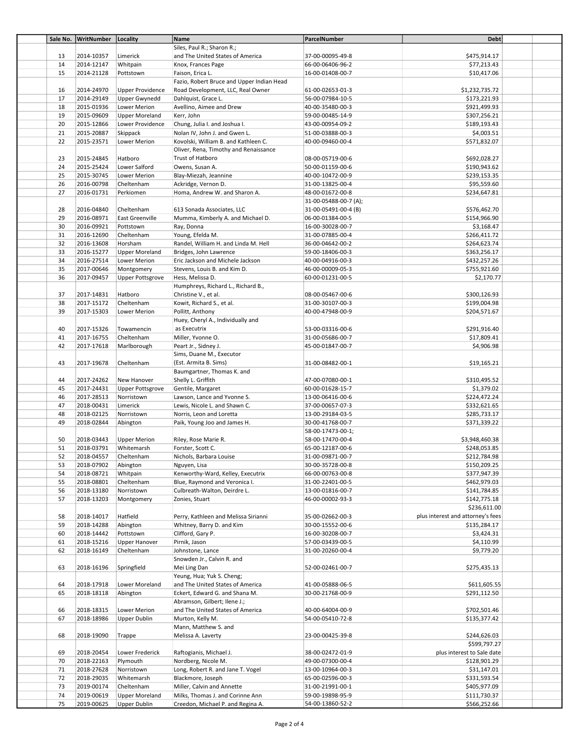| Sale No. | WritNumber | Locality | Name | ParcelNumber | Debt |
|---|---|---|---|---|---|
| 13 | 2014-10357 | Limerick | Siles, Paul R.; Sharon R.; and The United States of America | 37-00-00095-49-8 | $475,914.17 |
| 14 | 2014-12147 | Whitpain | Knox, Frances Page | 66-00-06406-96-2 | $77,213.43 |
| 15 | 2014-21128 | Pottstown | Faison, Erica L. | 16-00-01408-00-7 | $10,417.06 |
| 16 | 2014-24970 | Upper Providence | Fazio, Robert Bruce and Upper Indian Head Road Development, LLC, Real Owner | 61-00-02653-01-3 | $1,232,735.72 |
| 17 | 2014-29149 | Upper Gwynedd | Dahlquist, Grace L. | 56-00-07984-10-5 | $173,221.93 |
| 18 | 2015-01936 | Lower Merion | Avellino, Aimee and Drew | 40-00-35480-00-3 | $921,499.93 |
| 19 | 2015-09609 | Upper Moreland | Kerr, John | 59-00-00485-14-9 | $307,256.21 |
| 20 | 2015-12866 | Lower Providence | Chung, Julia I. and Joshua I. | 43-00-00954-09-2 | $189,193.43 |
| 21 | 2015-20887 | Skippack | Nolan IV, John J. and Gwen L. | 51-00-03888-00-3 | $4,003.51 |
| 22 | 2015-23571 | Lower Merion | Kovolski, William B. and Kathleen C. | 40-00-09460-00-4 | $571,832.07 |
| 23 | 2015-24845 | Hatboro | Oliver, Rena, Timothy and Renaissance Trust of Hatboro | 08-00-05719-00-6 | $692,028.27 |
| 24 | 2015-25424 | Lower Salford | Owens, Susan A. | 50-00-01159-00-6 | $190,943.62 |
| 25 | 2015-30745 | Lower Merion | Blay-Miezah, Jeannine | 40-00-10472-00-9 | $239,153.35 |
| 26 | 2016-00798 | Cheltenham | Ackridge, Vernon D. | 31-00-13825-00-4 | $95,559.60 |
| 27 | 2016-01731 | Perkiomen | Homa, Andrew W. and Sharon A. | 48-00-01672-00-8 | $234,647.81 |
| 28 | 2016-04840 | Cheltenham | 613 Sonada Associates, LLC | 31-00-05488-00-7 (A); 31-00-05491-00-4 (B) | $576,462.70 |
| 29 | 2016-08971 | East Greenville | Mumma, Kimberly A. and Michael D. | 06-00-01384-00-5 | $154,966.90 |
| 30 | 2016-09921 | Pottstown | Ray, Donna | 16-00-30028-00-7 | $3,168.47 |
| 31 | 2016-12690 | Cheltenham | Young, Efelda M. | 31-00-07885-00-4 | $266,411.72 |
| 32 | 2016-13608 | Horsham | Randel, William H. and Linda M. Hell | 36-00-04642-00-2 | $264,623.74 |
| 33 | 2016-15277 | Upper Moreland | Bridges, John Lawrence | 59-00-18406-00-3 | $363,256.17 |
| 34 | 2016-27514 | Lower Merion | Eric Jackson and Michele Jackson | 40-00-04916-00-3 | $432,257.26 |
| 35 | 2017-00646 | Montgomery | Stevens, Louis B. and Kim D. | 46-00-00009-05-3 | $755,921.60 |
| 36 | 2017-09457 | Upper Pottsgrove | Hess, Melissa D. | 60-00-01231-00-5 | $2,170.77 |
| 37 | 2017-14831 | Hatboro | Humphreys, Richard L., Richard B., Christine V., et al. | 08-00-05467-00-6 | $300,126.93 |
| 38 | 2017-15172 | Cheltenham | Kowit, Richard S., et al. | 31-00-30107-00-3 | $199,004.98 |
| 39 | 2017-15303 | Lower Merion | Pollitt, Anthony | 40-00-47948-00-9 | $204,571.67 |
| 40 | 2017-15326 | Towamencin | Huey, Cheryl A., Individually and as Executrix | 53-00-03316-00-6 | $291,916.40 |
| 41 | 2017-16755 | Cheltenham | Miller, Yvonne O. | 31-00-05686-00-7 | $17,809.41 |
| 42 | 2017-17618 | Marlborough | Peart Jr., Sidney J. | 45-00-01847-00-7 | $4,906.98 |
| 43 | 2017-19678 | Cheltenham | Sims, Duane M., Executor (Est. Armita B. Sims) | 31-00-08482-00-1 | $19,165.21 |
| 44 | 2017-24262 | New Hanover | Baumgartner, Thomas K. and Shelly L. Griffith | 47-00-07080-00-1 | $310,495.52 |
| 45 | 2017-24431 | Upper Pottsgrove | Gentile, Margaret | 60-00-01628-15-7 | $1,379.02 |
| 46 | 2017-28513 | Norristown | Lawson, Lance and Yvonne S. | 13-00-06416-00-6 | $224,472.24 |
| 47 | 2018-00431 | Limerick | Lewis, Nicole L. and Shawn C. | 37-00-00657-07-3 | $332,621.65 |
| 48 | 2018-02125 | Norristown | Norris, Leon and Loretta | 13-00-29184-03-5 | $285,733.17 |
| 49 | 2018-02844 | Abington | Paik, Young Joo and James H. | 30-00-41768-00-7 | $371,339.22 |
| 50 | 2018-03443 | Upper Merion | Riley, Rose Marie R. | 58-00-17473-00-1; 58-00-17470-00-4 | $3,948,460.38 |
| 51 | 2018-03791 | Whitemarsh | Forster, Scott C. | 65-00-12187-00-6 | $248,053.85 |
| 52 | 2018-04557 | Cheltenham | Nichols, Barbara Louise | 31-00-09871-00-7 | $212,784.98 |
| 53 | 2018-07902 | Abington | Nguyen, Lisa | 30-00-35728-00-8 | $150,209.25 |
| 54 | 2018-08721 | Whitpain | Kenworthy-Ward, Kelley, Executrix | 66-00-00763-00-8 | $377,947.39 |
| 55 | 2018-08801 | Cheltenham | Blue, Raymond and Veronica I. | 31-00-22401-00-5 | $462,979.03 |
| 56 | 2018-13180 | Norristown | Culbreath-Walton, Deirdre L. | 13-00-01816-00-7 | $141,784.85 |
| 57 | 2018-13203 | Montgomery | Zonies, Stuart | 46-00-00002-93-3 | $142,775.18 |
| 58 | 2018-14017 | Hatfield | Perry, Kathleen and Melissa Sirianni | 35-00-02662-00-3 | $236,611.00 plus interest and attorney's fees |
| 59 | 2018-14288 | Abington | Whitney, Barry D. and Kim | 30-00-15552-00-6 | $135,284.17 |
| 60 | 2018-14442 | Pottstown | Clifford, Gary P. | 16-00-30208-00-7 | $3,424.31 |
| 61 | 2018-15216 | Upper Hanover | Pirnik, Jason | 57-00-03439-00-5 | $4,110.99 |
| 62 | 2018-16149 | Cheltenham | Johnstone, Lance | 31-00-20260-00-4 | $9,779.20 |
| 63 | 2018-16196 | Springfield | Snowden Jr., Calvin R. and Mei Ling Dan | 52-00-02461-00-7 | $275,435.13 |
| 64 | 2018-17918 | Lower Moreland | Yeung, Hua; Yuk S. Cheng; and The United States of America | 41-00-05888-06-5 | $611,605.55 |
| 65 | 2018-18118 | Abington | Eckert, Edward G. and Shana M. | 30-00-21768-00-9 | $291,112.50 |
| 66 | 2018-18315 | Lower Merion | Abramson, Gilbert; Ilene J.; and The United States of America | 40-00-64004-00-9 | $702,501.46 |
| 67 | 2018-18986 | Upper Dublin | Murton, Kelly M. | 54-00-05410-72-8 | $135,377.42 |
| 68 | 2018-19090 | Trappe | Mann, Matthew S. and Melissa A. Laverty | 23-00-00425-39-8 | $244,626.03 |
| 69 | 2018-20454 | Lower Frederick | Raftogianis, Michael J. | 38-00-02472-01-9 | $599,797.27 plus interest to Sale date |
| 70 | 2018-22163 | Plymouth | Nordberg, Nicole M. | 49-00-07300-00-4 | $128,901.29 |
| 71 | 2018-27628 | Norristown | Long, Robert R. and Jane T. Vogel | 13-00-10964-00-3 | $31,147.01 |
| 72 | 2018-29035 | Whitemarsh | Blackmore, Joseph | 65-00-02596-00-3 | $331,593.54 |
| 73 | 2019-00174 | Cheltenham | Miller, Calvin and Annette | 31-00-21991-00-1 | $405,977.09 |
| 74 | 2019-00619 | Upper Moreland | Milks, Thomas J. and Corinne Ann | 59-00-19898-95-9 | $111,730.37 |
| 75 | 2019-00625 | Upper Dublin | Creedon, Michael P. and Regina A. | 54-00-13860-52-2 | $566,252.66 |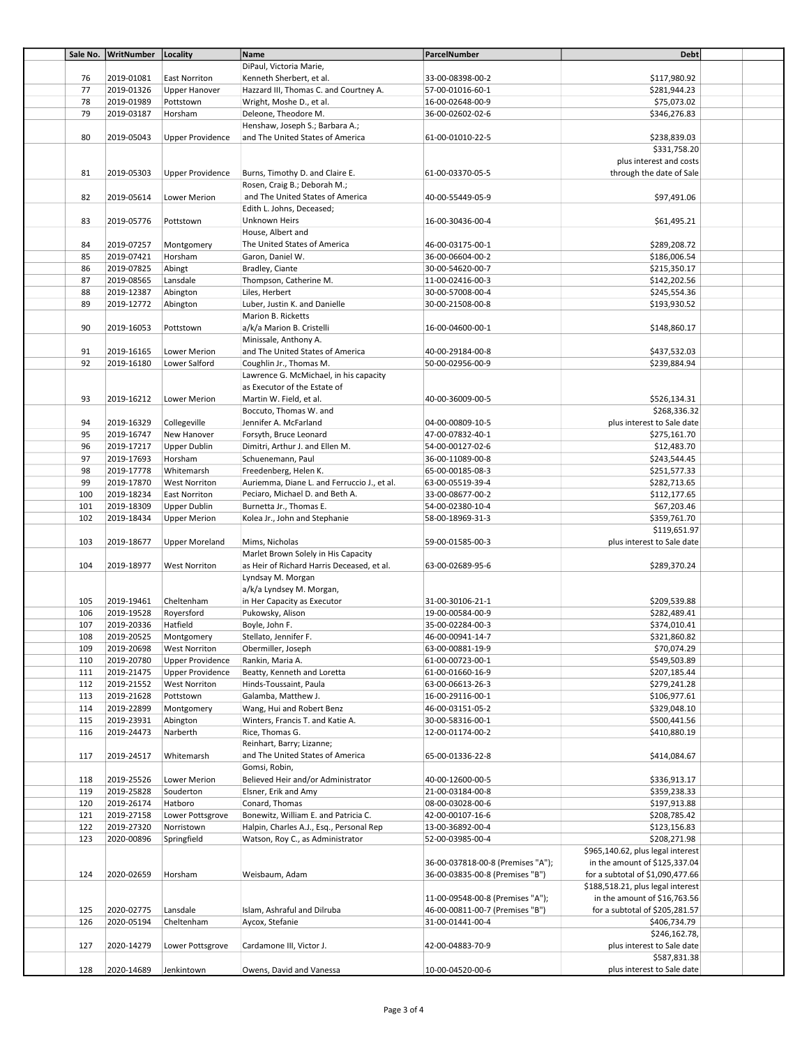| Sale No. | WritNumber | Locality | Name | ParcelNumber | Debt |
|---|---|---|---|---|---|
| 76 | 2019-01081 | East Norriton | DiPaul, Victoria Marie, Kenneth Sherbert, et al. | 33-00-08398-00-2 | $117,980.92 |
| 77 | 2019-01326 | Upper Hanover | Hazzard III, Thomas C. and Courtney A. | 57-00-01016-60-1 | $281,944.23 |
| 78 | 2019-01989 | Pottstown | Wright, Moshe D., et al. | 16-00-02648-00-9 | $75,073.02 |
| 79 | 2019-03187 | Horsham | Deleone, Theodore M. | 36-00-02602-02-6 | $346,276.83 |
| 80 | 2019-05043 | Upper Providence | Henshaw, Joseph S.; Barbara A.; and The United States of America | 61-00-01010-22-5 | $238,839.03 |
| 81 | 2019-05303 | Upper Providence | Burns, Timothy D. and Claire E. | 61-00-03370-05-5 | $331,758.20 plus interest and costs through the date of Sale |
| 82 | 2019-05614 | Lower Merion | Rosen, Craig B.; Deborah M.; and The United States of America | 40-00-55449-05-9 | $97,491.06 |
| 83 | 2019-05776 | Pottstown | Edith L. Johns, Deceased; Unknown Heirs | 16-00-30436-00-4 | $61,495.21 |
| 84 | 2019-07257 | Montgomery | House, Albert and The United States of America | 46-00-03175-00-1 | $289,208.72 |
| 85 | 2019-07421 | Horsham | Garon, Daniel W. | 36-00-06604-00-2 | $186,006.54 |
| 86 | 2019-07825 | Abingt | Bradley, Ciante | 30-00-54620-00-7 | $215,350.17 |
| 87 | 2019-08565 | Lansdale | Thompson, Catherine M. | 11-00-02416-00-3 | $142,202.56 |
| 88 | 2019-12387 | Abington | Liles, Herbert | 30-00-57008-00-4 | $245,554.36 |
| 89 | 2019-12772 | Abington | Luber, Justin K. and Danielle | 30-00-21508-00-8 | $193,930.52 |
| 90 | 2019-16053 | Pottstown | Marion B. Ricketts a/k/a Marion B. Cristelli | 16-00-04600-00-1 | $148,860.17 |
| 91 | 2019-16165 | Lower Merion | Minissale, Anthony A. and The United States of America | 40-00-29184-00-8 | $437,532.03 |
| 92 | 2019-16180 | Lower Salford | Coughlin Jr., Thomas M. | 50-00-02956-00-9 | $239,884.94 |
| 93 | 2019-16212 | Lower Merion | Lawrence G. McMichael, in his capacity as Executor of the Estate of Martin W. Field, et al. | 40-00-36009-00-5 | $526,134.31 |
| 94 | 2019-16329 | Collegeville | Boccuto, Thomas W. and Jennifer A. McFarland | 04-00-00809-10-5 | $268,336.32 plus interest to Sale date |
| 95 | 2019-16747 | New Hanover | Forsyth, Bruce Leonard | 47-00-07832-40-1 | $275,161.70 |
| 96 | 2019-17217 | Upper Dublin | Dimitri, Arthur J. and Ellen M. | 54-00-00127-02-6 | $12,483.70 |
| 97 | 2019-17693 | Horsham | Schuenemann, Paul | 36-00-11089-00-8 | $243,544.45 |
| 98 | 2019-17778 | Whitemarsh | Freedenberg, Helen K. | 65-00-00185-08-3 | $251,577.33 |
| 99 | 2019-17870 | West Norriton | Auriemma, Diane L. and Ferruccio J., et al. | 63-00-05519-39-4 | $282,713.65 |
| 100 | 2019-18234 | East Norriton | Peciaro, Michael D. and Beth A. | 33-00-08677-00-2 | $112,177.65 |
| 101 | 2019-18309 | Upper Dublin | Burnetta Jr., Thomas E. | 54-00-02380-10-4 | $67,203.46 |
| 102 | 2019-18434 | Upper Merion | Kolea Jr., John and Stephanie | 58-00-18969-31-3 | $359,761.70 |
| 103 | 2019-18677 | Upper Moreland | Mims, Nicholas | 59-00-01585-00-3 | $119,651.97 plus interest to Sale date |
| 104 | 2019-18977 | West Norriton | Marlet Brown Solely in His Capacity as Heir of Richard Harris Deceased, et al. | 63-00-02689-95-6 | $289,370.24 |
| 105 | 2019-19461 | Cheltenham | Lyndsay M. Morgan a/k/a Lyndsey M. Morgan, in Her Capacity as Executor | 31-00-30106-21-1 | $209,539.88 |
| 106 | 2019-19528 | Royersford | Pukowsky, Alison | 19-00-00584-00-9 | $282,489.41 |
| 107 | 2019-20336 | Hatfield | Boyle, John F. | 35-00-02284-00-3 | $374,010.41 |
| 108 | 2019-20525 | Montgomery | Stellato, Jennifer F. | 46-00-00941-14-7 | $321,860.82 |
| 109 | 2019-20698 | West Norriton | Obermiller, Joseph | 63-00-00881-19-9 | $70,074.29 |
| 110 | 2019-20780 | Upper Providence | Rankin, Maria A. | 61-00-00723-00-1 | $549,503.89 |
| 111 | 2019-21475 | Upper Providence | Beatty, Kenneth and Loretta | 61-00-01660-16-9 | $207,185.44 |
| 112 | 2019-21552 | West Norriton | Hinds-Toussaint, Paula | 63-00-06613-26-3 | $279,241.28 |
| 113 | 2019-21628 | Pottstown | Galamba, Matthew J. | 16-00-29116-00-1 | $106,977.61 |
| 114 | 2019-22899 | Montgomery | Wang, Hui and Robert Benz | 46-00-03151-05-2 | $329,048.10 |
| 115 | 2019-23931 | Abington | Winters, Francis T. and Katie A. | 30-00-58316-00-1 | $500,441.56 |
| 116 | 2019-24473 | Narberth | Rice, Thomas G. | 12-00-01174-00-2 | $410,880.19 |
| 117 | 2019-24517 | Whitemarsh | Reinhart, Barry; Lizanne; and The United States of America | 65-00-01336-22-8 | $414,084.67 |
| 118 | 2019-25526 | Lower Merion | Gomsi, Robin, Believed Heir and/or Administrator | 40-00-12600-00-5 | $336,913.17 |
| 119 | 2019-25828 | Souderton | Elsner, Erik and Amy | 21-00-03184-00-8 | $359,238.33 |
| 120 | 2019-26174 | Hatboro | Conard, Thomas | 08-00-03028-00-6 | $197,913.88 |
| 121 | 2019-27158 | Lower Pottsgrove | Bonewitz, William E. and Patricia C. | 42-00-00107-16-6 | $208,785.42 |
| 122 | 2019-27320 | Norristown | Halpin, Charles A.J., Esq., Personal Rep | 13-00-36892-00-4 | $123,156.83 |
| 123 | 2020-00896 | Springfield | Watson, Roy C., as Administrator | 52-00-03985-00-4 | $208,271.98 |
| 124 | 2020-02659 | Horsham | Weisbaum, Adam | 36-00-037818-00-8 (Premises "A"); 36-00-03835-00-8 (Premises "B") | $965,140.62, plus legal interest in the amount of $125,337.04 for a subtotal of $1,090,477.66 |
| 125 | 2020-02775 | Lansdale | Islam, Ashraful and Dilruba | 11-00-09548-00-8 (Premises "A"); 46-00-00811-00-7 (Premises "B") | $188,518.21, plus legal interest in the amount of $16,763.56 for a subtotal of $205,281.57 |
| 126 | 2020-05194 | Cheltenham | Aycox, Stefanie | 31-00-01441-00-4 | $406,734.79 |
| 127 | 2020-14279 | Lower Pottsgrove | Cardamone III, Victor J. | 42-00-04883-70-9 | $246,162.78, plus interest to Sale date |
| 128 | 2020-14689 | Jenkintown | Owens, David and Vanessa | 10-00-04520-00-6 | $587,831.38 plus interest to Sale date |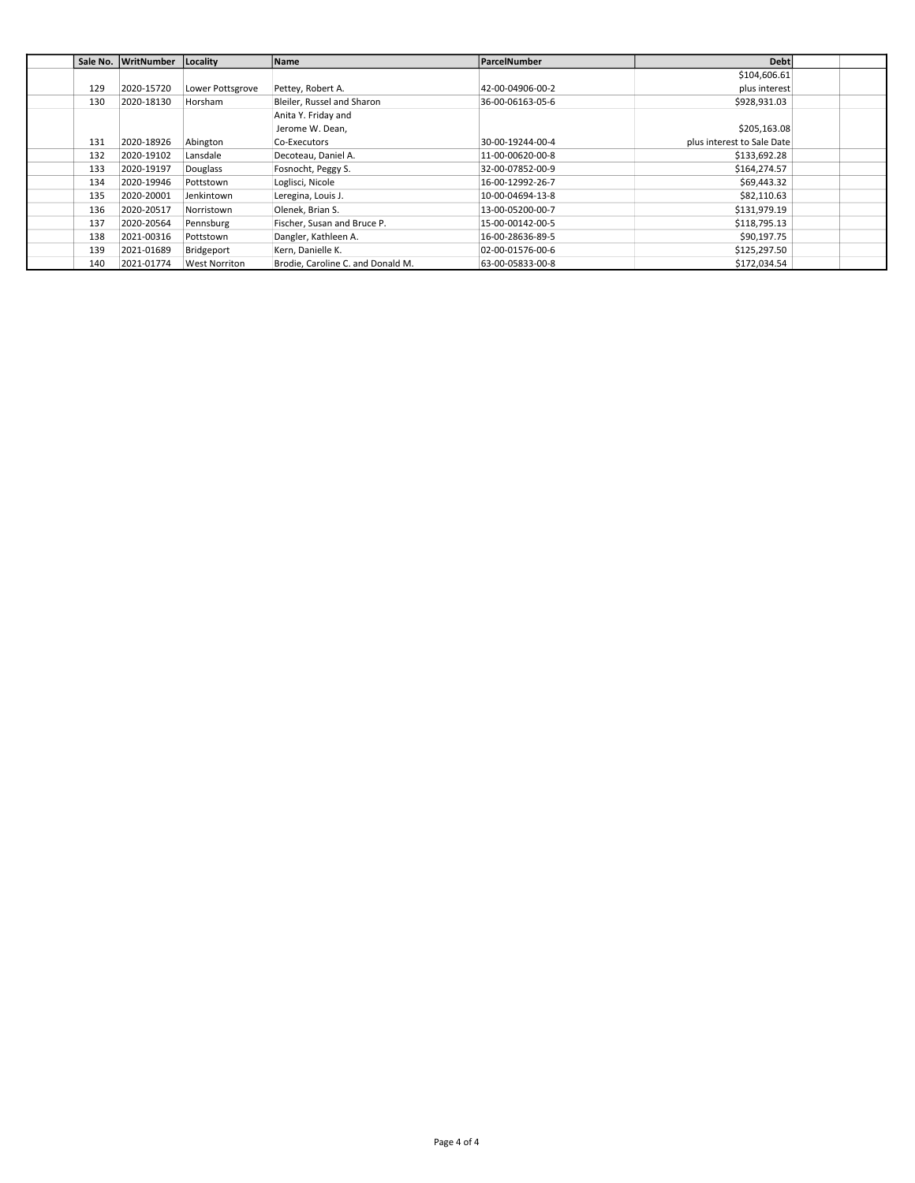| Sale No. | WritNumber | Locality | Name | ParcelNumber | Debt |
|---|---|---|---|---|---|
| 129 | 2020-15720 | Lower Pottsgrove | Pettey, Robert A. | 42-00-04906-00-2 | $104,606.61 plus interest |
| 130 | 2020-18130 | Horsham | Bleiler, Russel and Sharon | 36-00-06163-05-6 | $928,931.03 |
| 131 | 2020-18926 | Abington | Anita Y. Friday and Jerome W. Dean, Co-Executors | 30-00-19244-00-4 | $205,163.08 plus interest to Sale Date |
| 132 | 2020-19102 | Lansdale | Decoteau, Daniel A. | 11-00-00620-00-8 | $133,692.28 |
| 133 | 2020-19197 | Douglass | Fosnocht, Peggy S. | 32-00-07852-00-9 | $164,274.57 |
| 134 | 2020-19946 | Pottstown | Loglisci, Nicole | 16-00-12992-26-7 | $69,443.32 |
| 135 | 2020-20001 | Jenkintown | Leregina, Louis J. | 10-00-04694-13-8 | $82,110.63 |
| 136 | 2020-20517 | Norristown | Olenek, Brian S. | 13-00-05200-00-7 | $131,979.19 |
| 137 | 2020-20564 | Pennsburg | Fischer, Susan and Bruce P. | 15-00-00142-00-5 | $118,795.13 |
| 138 | 2021-00316 | Pottstown | Dangler, Kathleen A. | 16-00-28636-89-5 | $90,197.75 |
| 139 | 2021-01689 | Bridgeport | Kern, Danielle K. | 02-00-01576-00-6 | $125,297.50 |
| 140 | 2021-01774 | West Norriton | Brodie, Caroline C. and Donald M. | 63-00-05833-00-8 | $172,034.54 |